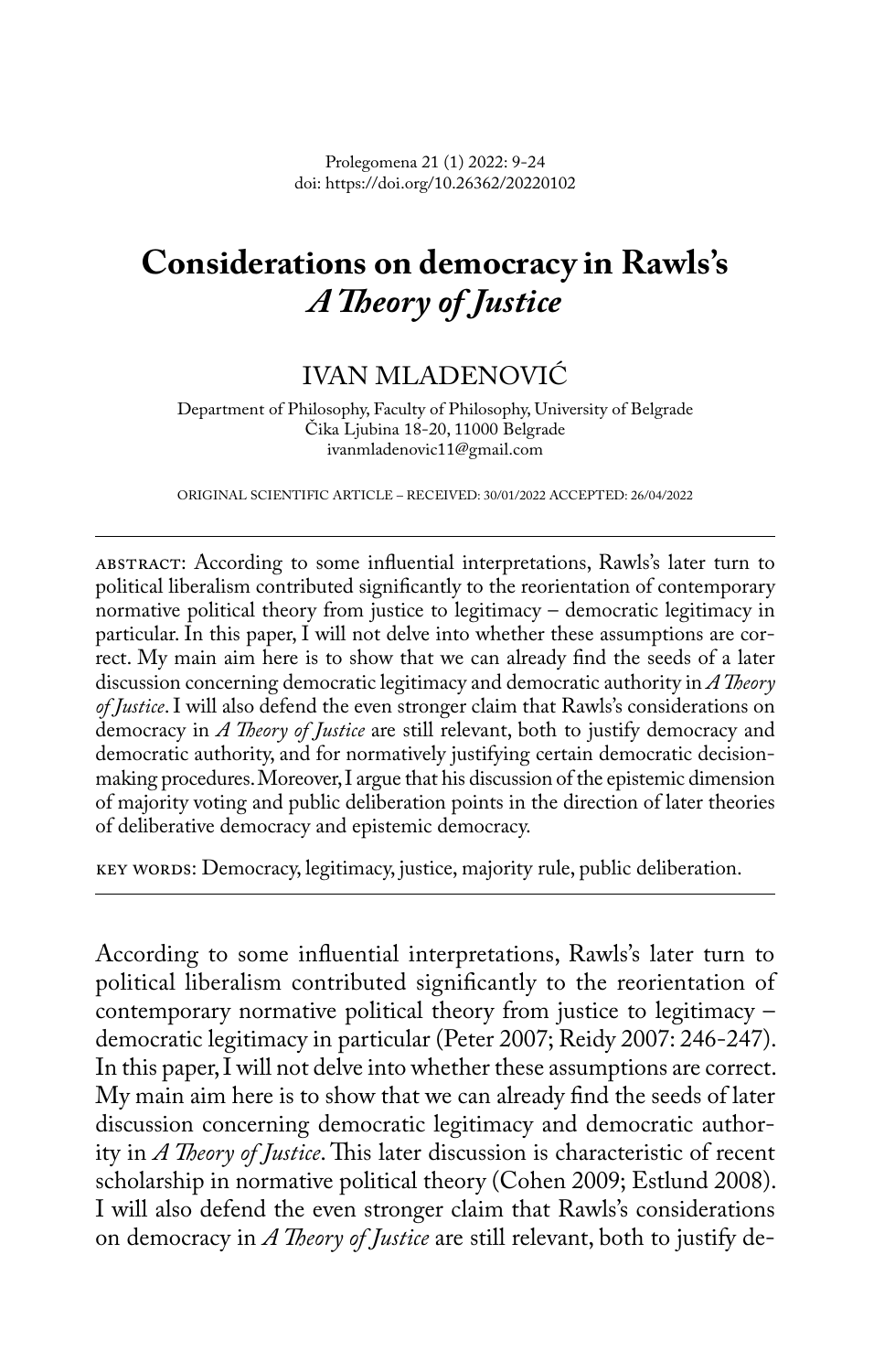Prolegomena 21 (1) 2022: 9-24
doi: https://doi.org/10.26362/20220102

# Considerations on democracy in Rawls's *A Theory of Justice*

IVAN MLADENOVIĆ

Department of Philosophy, Faculty of Philosophy, University of Belgrade
Čika Ljubina 18-20, 11000 Belgrade
ivanmladenovic11@gmail.com

ORIGINAL SCIENTIFIC ARTICLE – RECEIVED: 30/01/2022 ACCEPTED: 26/04/2022

ABSTRACT: According to some influential interpretations, Rawls's later turn to political liberalism contributed significantly to the reorientation of contemporary normative political theory from justice to legitimacy – democratic legitimacy in particular. In this paper, I will not delve into whether these assumptions are correct. My main aim here is to show that we can already find the seeds of a later discussion concerning democratic legitimacy and democratic authority in *A Theory of Justice*. I will also defend the even stronger claim that Rawls's considerations on democracy in *A Theory of Justice* are still relevant, both to justify democracy and democratic authority, and for normatively justifying certain democratic decision-making procedures. Moreover, I argue that his discussion of the epistemic dimension of majority voting and public deliberation points in the direction of later theories of deliberative democracy and epistemic democracy.

KEY WORDS: Democracy, legitimacy, justice, majority rule, public deliberation.

According to some influential interpretations, Rawls's later turn to political liberalism contributed significantly to the reorientation of contemporary normative political theory from justice to legitimacy – democratic legitimacy in particular (Peter 2007; Reidy 2007: 246-247). In this paper, I will not delve into whether these assumptions are correct. My main aim here is to show that we can already find the seeds of later discussion concerning democratic legitimacy and democratic authority in *A Theory of Justice*. This later discussion is characteristic of recent scholarship in normative political theory (Cohen 2009; Estlund 2008). I will also defend the even stronger claim that Rawls's considerations on democracy in *A Theory of Justice* are still relevant, both to justify de-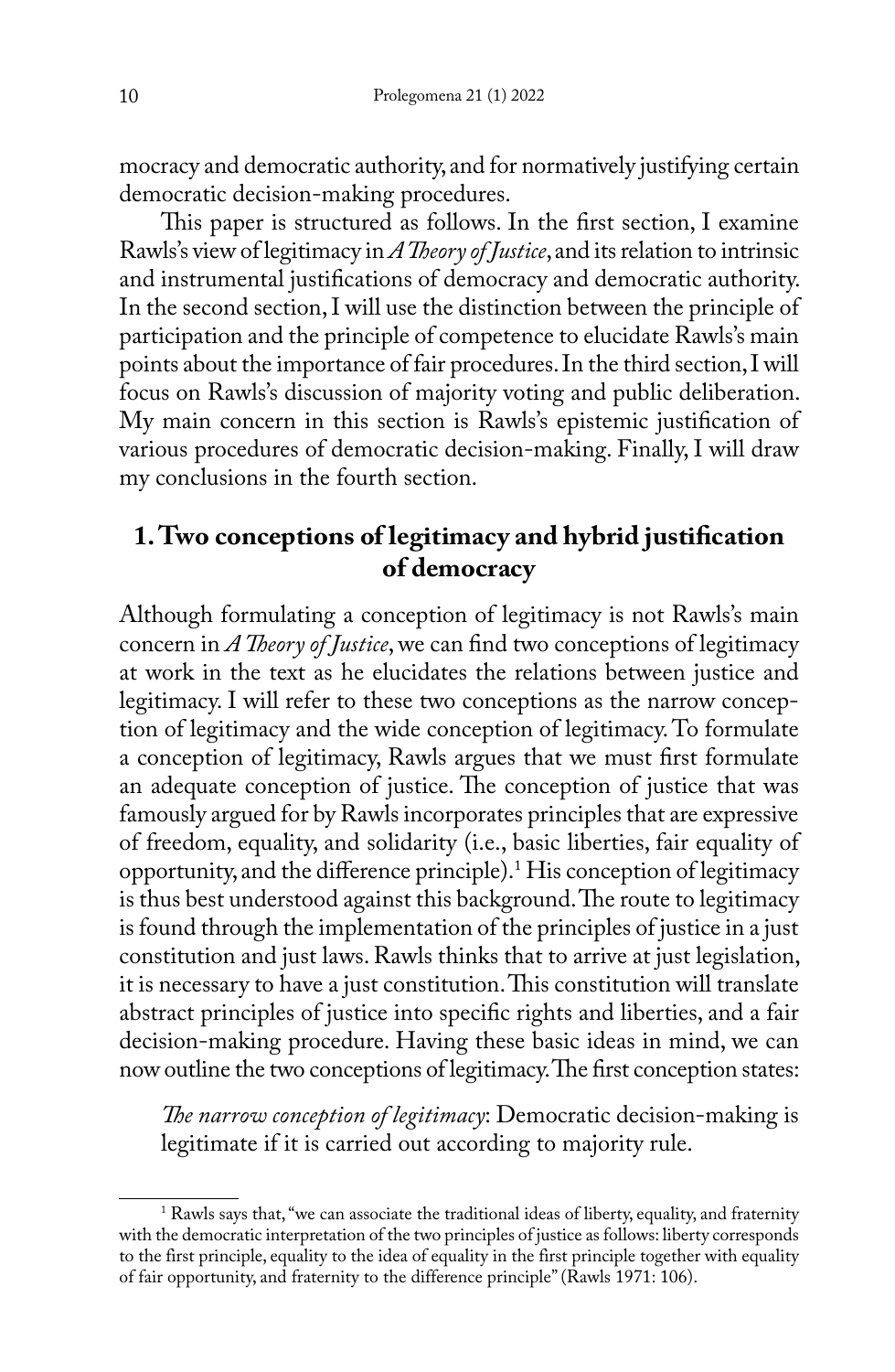mocracy and democratic authority, and for normatively justifying certain democratic decision-making procedures.

This paper is structured as follows. In the first section, I examine Rawls's view of legitimacy in *A Theory of Justice*, and its relation to intrinsic and instrumental justifications of democracy and democratic authority. In the second section, I will use the distinction between the principle of participation and the principle of competence to elucidate Rawls's main points about the importance of fair procedures. In the third section, I will focus on Rawls's discussion of majority voting and public deliberation. My main concern in this section is Rawls's epistemic justification of various procedures of democratic decision-making. Finally, I will draw my conclusions in the fourth section.

## 1. Two conceptions of legitimacy and hybrid justification of democracy

Although formulating a conception of legitimacy is not Rawls's main concern in *A Theory of Justice*, we can find two conceptions of legitimacy at work in the text as he elucidates the relations between justice and legitimacy. I will refer to these two conceptions as the narrow conception of legitimacy and the wide conception of legitimacy. To formulate a conception of legitimacy, Rawls argues that we must first formulate an adequate conception of justice. The conception of justice that was famously argued for by Rawls incorporates principles that are expressive of freedom, equality, and solidarity (i.e., basic liberties, fair equality of opportunity, and the difference principle).[1] His conception of legitimacy is thus best understood against this background. The route to legitimacy is found through the implementation of the principles of justice in a just constitution and just laws. Rawls thinks that to arrive at just legislation, it is necessary to have a just constitution. This constitution will translate abstract principles of justice into specific rights and liberties, and a fair decision-making procedure. Having these basic ideas in mind, we can now outline the two conceptions of legitimacy. The first conception states:

> *The narrow conception of legitimacy*: Democratic decision-making is legitimate if it is carried out according to majority rule.

---

[1] Rawls says that, "we can associate the traditional ideas of liberty, equality, and fraternity with the democratic interpretation of the two principles of justice as follows: liberty corresponds to the first principle, equality to the idea of equality in the first principle together with equality of fair opportunity, and fraternity to the difference principle" (Rawls 1971: 106).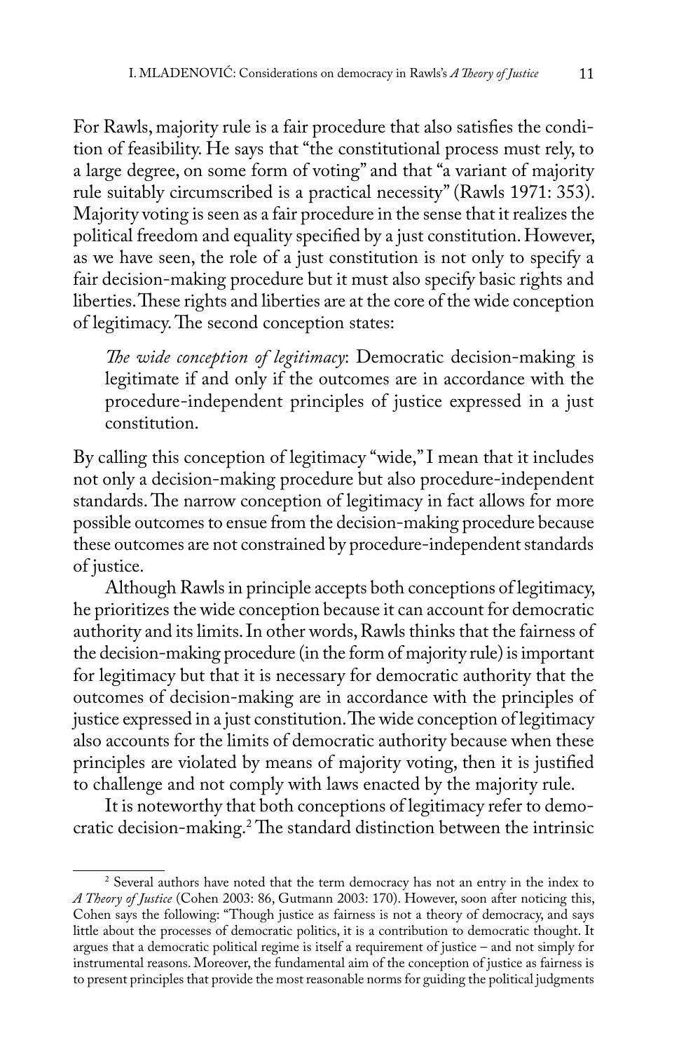For Rawls, majority rule is a fair procedure that also satisfies the condition of feasibility. He says that "the constitutional process must rely, to a large degree, on some form of voting" and that "a variant of majority rule suitably circumscribed is a practical necessity" (Rawls 1971: 353). Majority voting is seen as a fair procedure in the sense that it realizes the political freedom and equality specified by a just constitution. However, as we have seen, the role of a just constitution is not only to specify a fair decision-making procedure but it must also specify basic rights and liberties. These rights and liberties are at the core of the wide conception of legitimacy. The second conception states:

> *The wide conception of legitimacy*: Democratic decision-making is legitimate if and only if the outcomes are in accordance with the procedure-independent principles of justice expressed in a just constitution.

By calling this conception of legitimacy "wide," I mean that it includes not only a decision-making procedure but also procedure-independent standards. The narrow conception of legitimacy in fact allows for more possible outcomes to ensue from the decision-making procedure because these outcomes are not constrained by procedure-independent standards of justice.

Although Rawls in principle accepts both conceptions of legitimacy, he prioritizes the wide conception because it can account for democratic authority and its limits. In other words, Rawls thinks that the fairness of the decision-making procedure (in the form of majority rule) is important for legitimacy but that it is necessary for democratic authority that the outcomes of decision-making are in accordance with the principles of justice expressed in a just constitution. The wide conception of legitimacy also accounts for the limits of democratic authority because when these principles are violated by means of majority voting, then it is justified to challenge and not comply with laws enacted by the majority rule.

It is noteworthy that both conceptions of legitimacy refer to democratic decision-making.[2] The standard distinction between the intrinsic

---

[2] Several authors have noted that the term democracy has not an entry in the index to *A Theory of Justice* (Cohen 2003: 86, Gutmann 2003: 170). However, soon after noticing this, Cohen says the following: "Though justice as fairness is not a theory of democracy, and says little about the processes of democratic politics, it is a contribution to democratic thought. It argues that a democratic political regime is itself a requirement of justice – and not simply for instrumental reasons. Moreover, the fundamental aim of the conception of justice as fairness is to present principles that provide the most reasonable norms for guiding the political judgments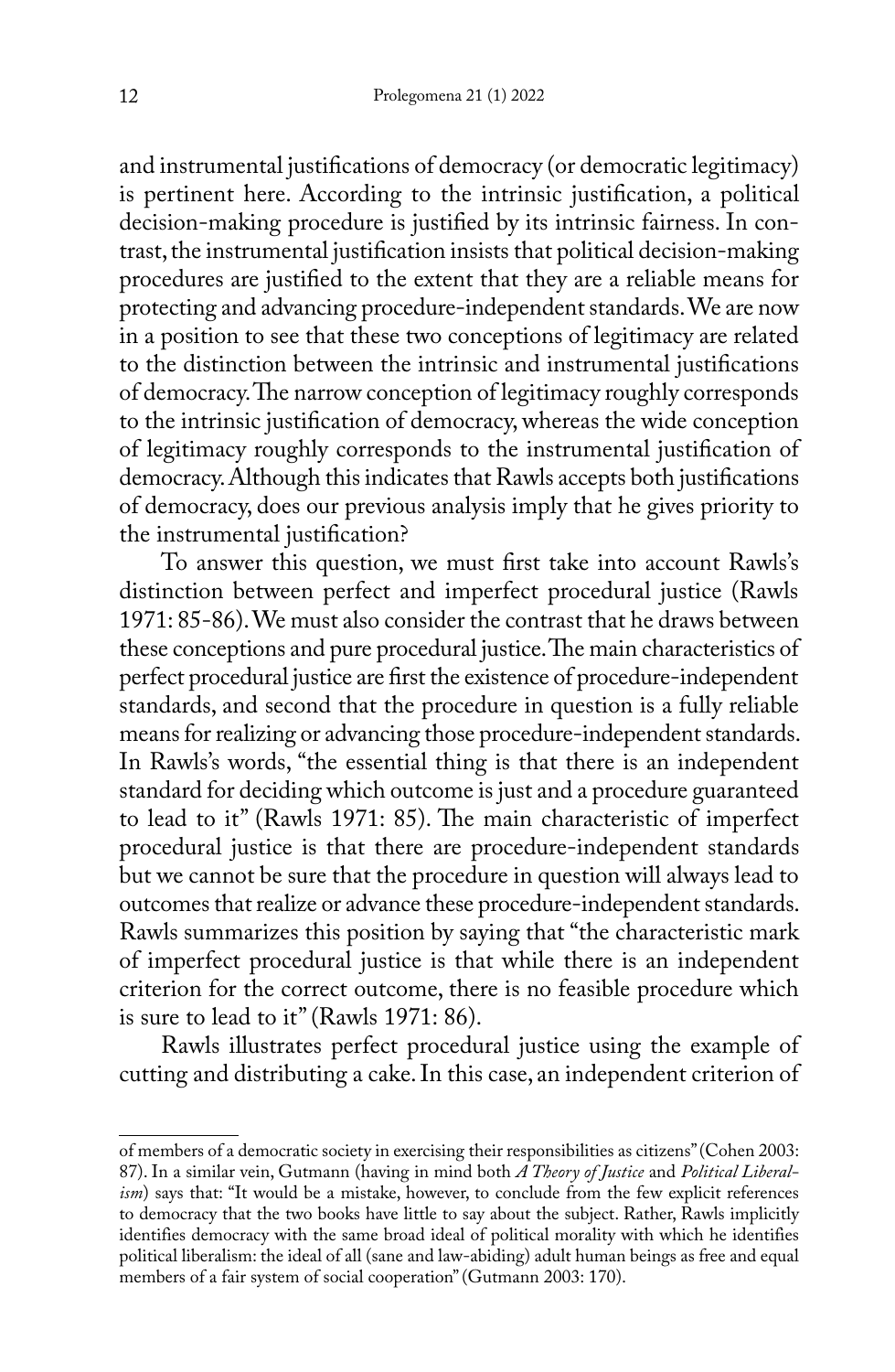and instrumental justifications of democracy (or democratic legitimacy) is pertinent here. According to the intrinsic justification, a political decision-making procedure is justified by its intrinsic fairness. In contrast, the instrumental justification insists that political decision-making procedures are justified to the extent that they are a reliable means for protecting and advancing procedure-independent standards. We are now in a position to see that these two conceptions of legitimacy are related to the distinction between the intrinsic and instrumental justifications of democracy. The narrow conception of legitimacy roughly corresponds to the intrinsic justification of democracy, whereas the wide conception of legitimacy roughly corresponds to the instrumental justification of democracy. Although this indicates that Rawls accepts both justifications of democracy, does our previous analysis imply that he gives priority to the instrumental justification?

To answer this question, we must first take into account Rawls's distinction between perfect and imperfect procedural justice (Rawls 1971: 85-86). We must also consider the contrast that he draws between these conceptions and pure procedural justice. The main characteristics of perfect procedural justice are first the existence of procedure-independent standards, and second that the procedure in question is a fully reliable means for realizing or advancing those procedure-independent standards. In Rawls's words, "the essential thing is that there is an independent standard for deciding which outcome is just and a procedure guaranteed to lead to it" (Rawls 1971: 85). The main characteristic of imperfect procedural justice is that there are procedure-independent standards but we cannot be sure that the procedure in question will always lead to outcomes that realize or advance these procedure-independent standards. Rawls summarizes this position by saying that "the characteristic mark of imperfect procedural justice is that while there is an independent criterion for the correct outcome, there is no feasible procedure which is sure to lead to it" (Rawls 1971: 86).

Rawls illustrates perfect procedural justice using the example of cutting and distributing a cake. In this case, an independent criterion of

---

of members of a democratic society in exercising their responsibilities as citizens" (Cohen 2003: 87). In a similar vein, Gutmann (having in mind both *A Theory of Justice* and *Political Liberalism*) says that: "It would be a mistake, however, to conclude from the few explicit references to democracy that the two books have little to say about the subject. Rather, Rawls implicitly identifies democracy with the same broad ideal of political morality with which he identifies political liberalism: the ideal of all (sane and law-abiding) adult human beings as free and equal members of a fair system of social cooperation" (Gutmann 2003: 170).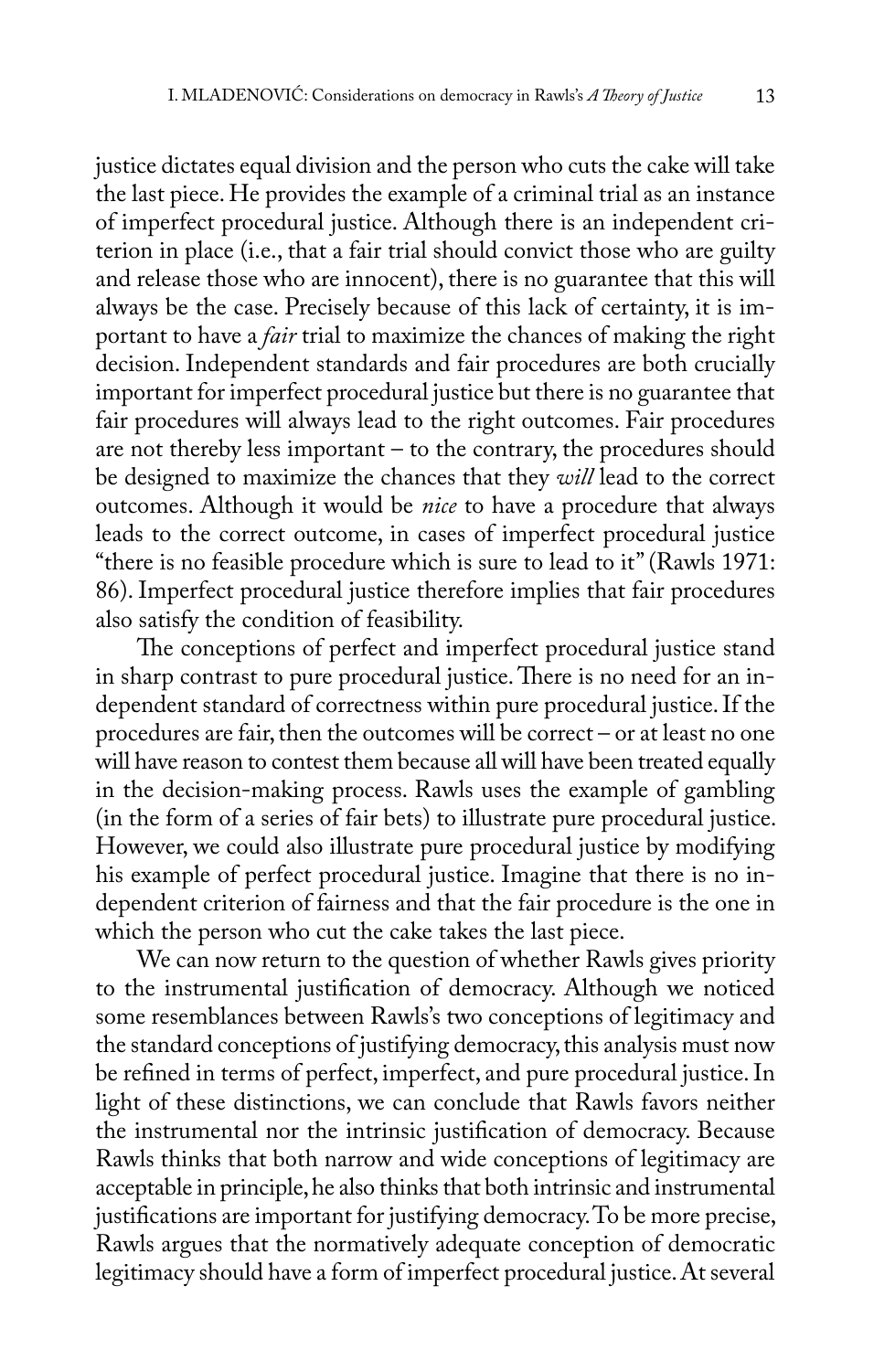justice dictates equal division and the person who cuts the cake will take the last piece. He provides the example of a criminal trial as an instance of imperfect procedural justice. Although there is an independent criterion in place (i.e., that a fair trial should convict those who are guilty and release those who are innocent), there is no guarantee that this will always be the case. Precisely because of this lack of certainty, it is important to have a *fair* trial to maximize the chances of making the right decision. Independent standards and fair procedures are both crucially important for imperfect procedural justice but there is no guarantee that fair procedures will always lead to the right outcomes. Fair procedures are not thereby less important – to the contrary, the procedures should be designed to maximize the chances that they *will* lead to the correct outcomes. Although it would be *nice* to have a procedure that always leads to the correct outcome, in cases of imperfect procedural justice "there is no feasible procedure which is sure to lead to it" (Rawls 1971: 86). Imperfect procedural justice therefore implies that fair procedures also satisfy the condition of feasibility.

The conceptions of perfect and imperfect procedural justice stand in sharp contrast to pure procedural justice. There is no need for an independent standard of correctness within pure procedural justice. If the procedures are fair, then the outcomes will be correct – or at least no one will have reason to contest them because all will have been treated equally in the decision-making process. Rawls uses the example of gambling (in the form of a series of fair bets) to illustrate pure procedural justice. However, we could also illustrate pure procedural justice by modifying his example of perfect procedural justice. Imagine that there is no independent criterion of fairness and that the fair procedure is the one in which the person who cut the cake takes the last piece.

We can now return to the question of whether Rawls gives priority to the instrumental justification of democracy. Although we noticed some resemblances between Rawls's two conceptions of legitimacy and the standard conceptions of justifying democracy, this analysis must now be refined in terms of perfect, imperfect, and pure procedural justice. In light of these distinctions, we can conclude that Rawls favors neither the instrumental nor the intrinsic justification of democracy. Because Rawls thinks that both narrow and wide conceptions of legitimacy are acceptable in principle, he also thinks that both intrinsic and instrumental justifications are important for justifying democracy. To be more precise, Rawls argues that the normatively adequate conception of democratic legitimacy should have a form of imperfect procedural justice. At several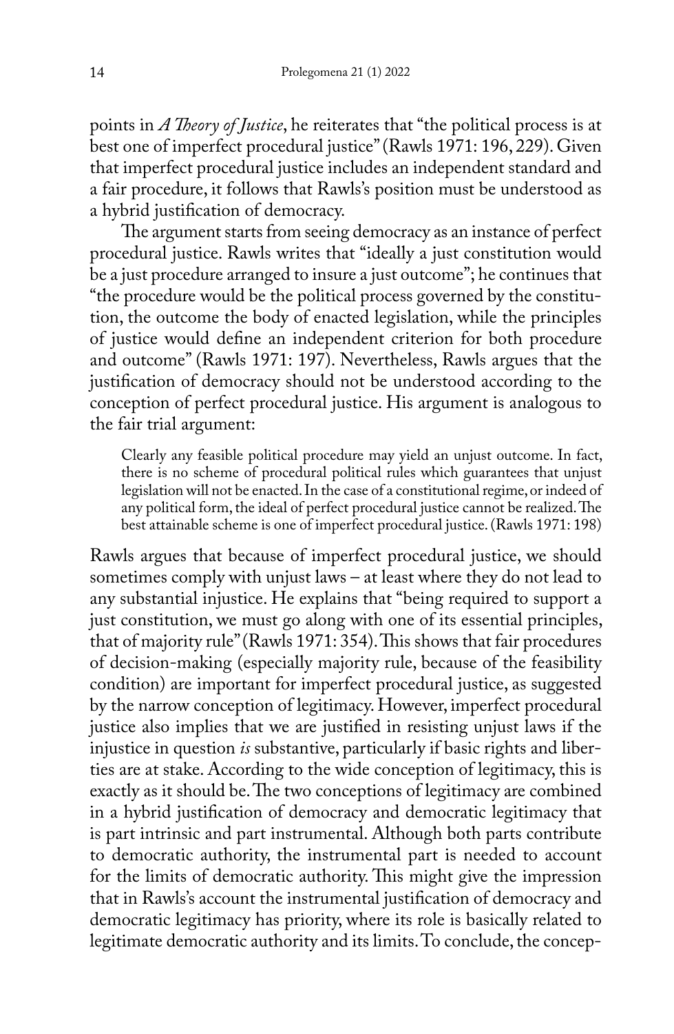points in *A Theory of Justice*, he reiterates that "the political process is at best one of imperfect procedural justice" (Rawls 1971: 196, 229). Given that imperfect procedural justice includes an independent standard and a fair procedure, it follows that Rawls's position must be understood as a hybrid justification of democracy.

The argument starts from seeing democracy as an instance of perfect procedural justice. Rawls writes that "ideally a just constitution would be a just procedure arranged to insure a just outcome"; he continues that "the procedure would be the political process governed by the constitution, the outcome the body of enacted legislation, while the principles of justice would define an independent criterion for both procedure and outcome" (Rawls 1971: 197). Nevertheless, Rawls argues that the justification of democracy should not be understood according to the conception of perfect procedural justice. His argument is analogous to the fair trial argument:

> Clearly any feasible political procedure may yield an unjust outcome. In fact, there is no scheme of procedural political rules which guarantees that unjust legislation will not be enacted. In the case of a constitutional regime, or indeed of any political form, the ideal of perfect procedural justice cannot be realized. The best attainable scheme is one of imperfect procedural justice. (Rawls 1971: 198)

Rawls argues that because of imperfect procedural justice, we should sometimes comply with unjust laws – at least where they do not lead to any substantial injustice. He explains that "being required to support a just constitution, we must go along with one of its essential principles, that of majority rule" (Rawls 1971: 354). This shows that fair procedures of decision-making (especially majority rule, because of the feasibility condition) are important for imperfect procedural justice, as suggested by the narrow conception of legitimacy. However, imperfect procedural justice also implies that we are justified in resisting unjust laws if the injustice in question *is* substantive, particularly if basic rights and liberties are at stake. According to the wide conception of legitimacy, this is exactly as it should be. The two conceptions of legitimacy are combined in a hybrid justification of democracy and democratic legitimacy that is part intrinsic and part instrumental. Although both parts contribute to democratic authority, the instrumental part is needed to account for the limits of democratic authority. This might give the impression that in Rawls's account the instrumental justification of democracy and democratic legitimacy has priority, where its role is basically related to legitimate democratic authority and its limits. To conclude, the concep-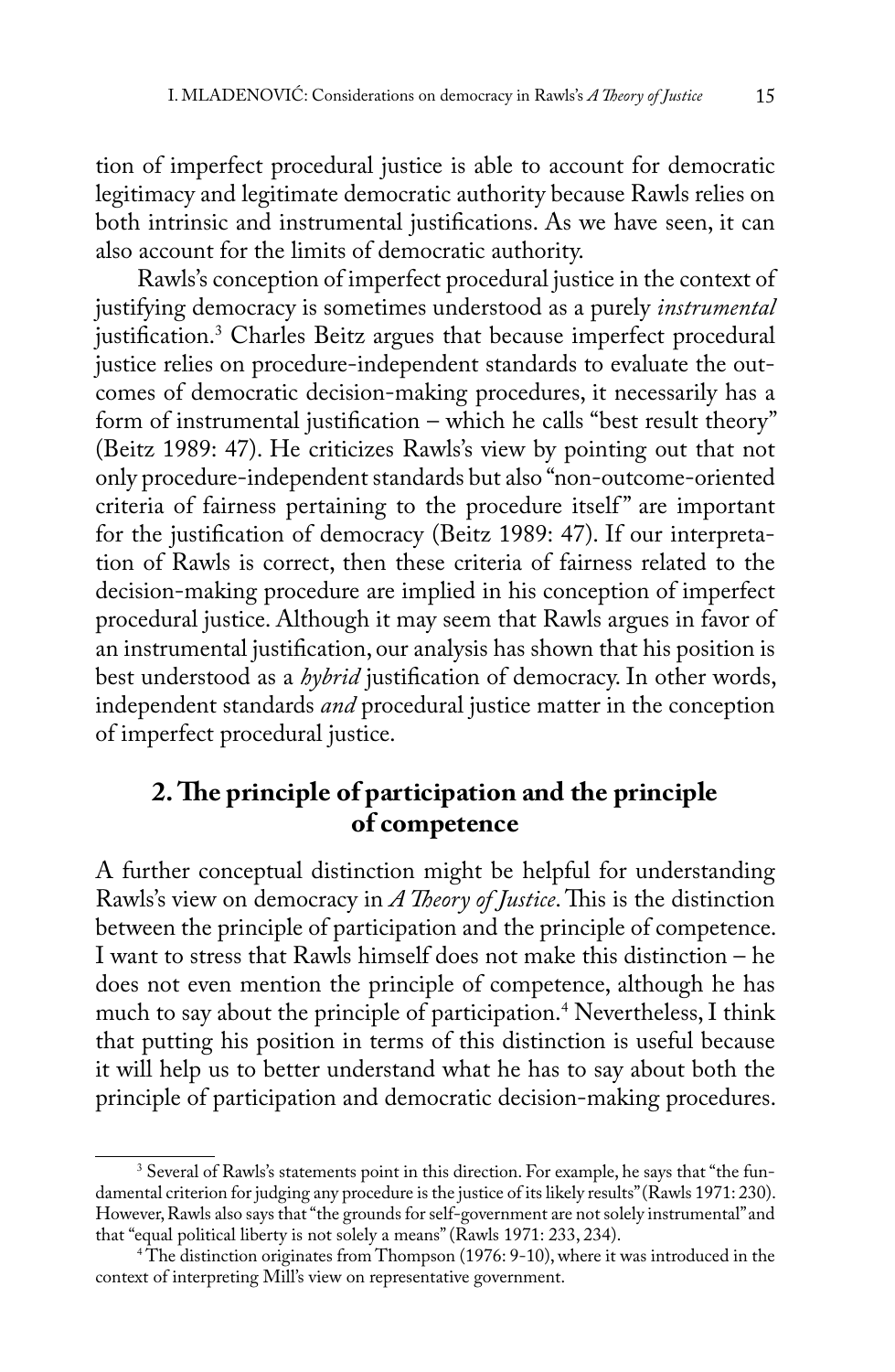tion of imperfect procedural justice is able to account for democratic legitimacy and legitimate democratic authority because Rawls relies on both intrinsic and instrumental justifications. As we have seen, it can also account for the limits of democratic authority.

Rawls's conception of imperfect procedural justice in the context of justifying democracy is sometimes understood as a purely *instrumental* justification.[3] Charles Beitz argues that because imperfect procedural justice relies on procedure-independent standards to evaluate the outcomes of democratic decision-making procedures, it necessarily has a form of instrumental justification – which he calls "best result theory" (Beitz 1989: 47). He criticizes Rawls's view by pointing out that not only procedure-independent standards but also "non-outcome-oriented criteria of fairness pertaining to the procedure itself" are important for the justification of democracy (Beitz 1989: 47). If our interpretation of Rawls is correct, then these criteria of fairness related to the decision-making procedure are implied in his conception of imperfect procedural justice. Although it may seem that Rawls argues in favor of an instrumental justification, our analysis has shown that his position is best understood as a *hybrid* justification of democracy. In other words, independent standards *and* procedural justice matter in the conception of imperfect procedural justice.

## 2. The principle of participation and the principle of competence

A further conceptual distinction might be helpful for understanding Rawls's view on democracy in *A Theory of Justice*. This is the distinction between the principle of participation and the principle of competence. I want to stress that Rawls himself does not make this distinction – he does not even mention the principle of competence, although he has much to say about the principle of participation.[4] Nevertheless, I think that putting his position in terms of this distinction is useful because it will help us to better understand what he has to say about both the principle of participation and democratic decision-making procedures.

---

[3] Several of Rawls's statements point in this direction. For example, he says that "the fundamental criterion for judging any procedure is the justice of its likely results" (Rawls 1971: 230). However, Rawls also says that "the grounds for self-government are not solely instrumental" and that "equal political liberty is not solely a means" (Rawls 1971: 233, 234).

[4] The distinction originates from Thompson (1976: 9-10), where it was introduced in the context of interpreting Mill's view on representative government.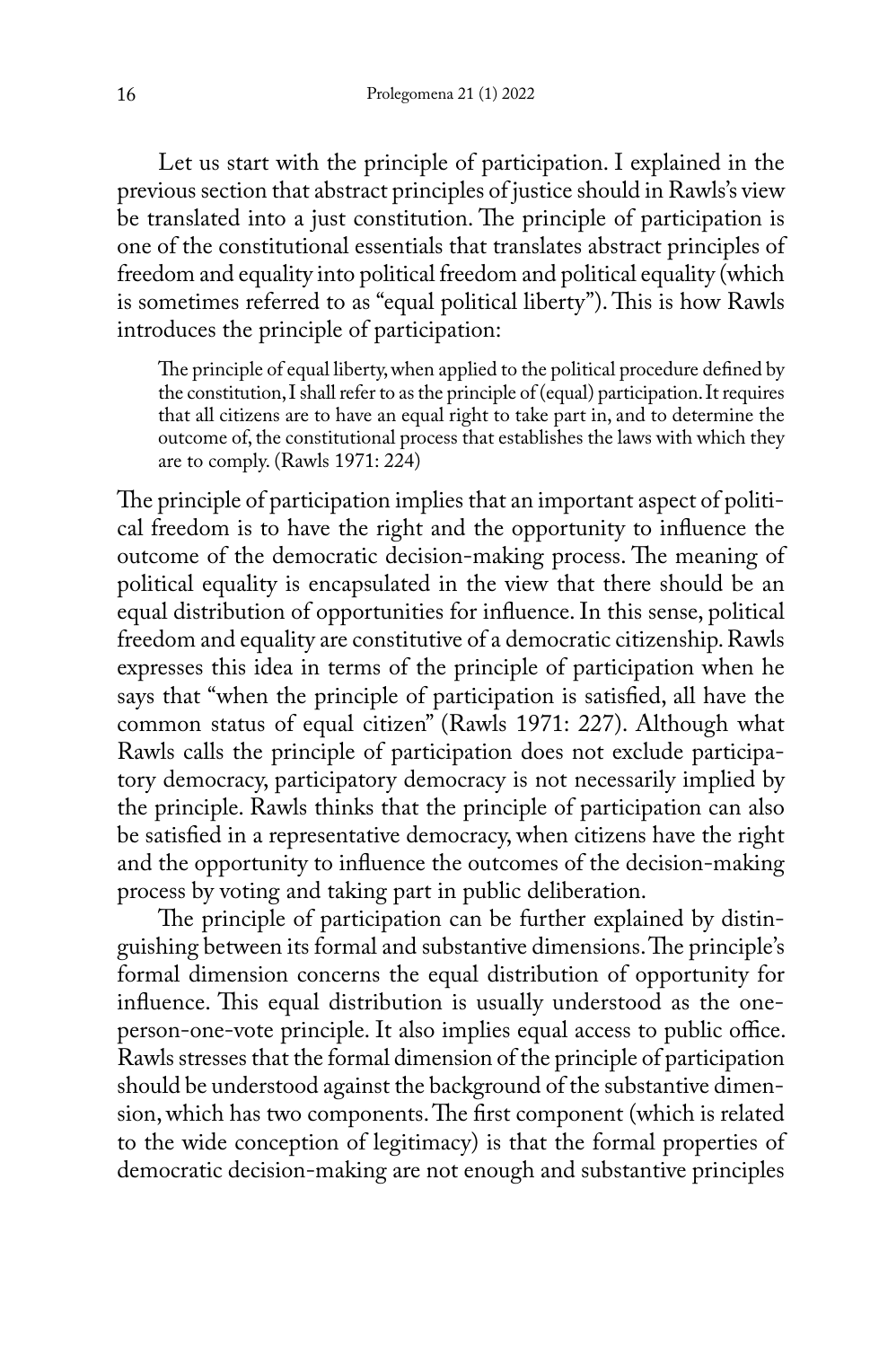Let us start with the principle of participation. I explained in the previous section that abstract principles of justice should in Rawls's view be translated into a just constitution. The principle of participation is one of the constitutional essentials that translates abstract principles of freedom and equality into political freedom and political equality (which is sometimes referred to as "equal political liberty"). This is how Rawls introduces the principle of participation:

> The principle of equal liberty, when applied to the political procedure defined by the constitution, I shall refer to as the principle of (equal) participation. It requires that all citizens are to have an equal right to take part in, and to determine the outcome of, the constitutional process that establishes the laws with which they are to comply. (Rawls 1971: 224)

The principle of participation implies that an important aspect of political freedom is to have the right and the opportunity to influence the outcome of the democratic decision-making process. The meaning of political equality is encapsulated in the view that there should be an equal distribution of opportunities for influence. In this sense, political freedom and equality are constitutive of a democratic citizenship. Rawls expresses this idea in terms of the principle of participation when he says that "when the principle of participation is satisfied, all have the common status of equal citizen" (Rawls 1971: 227). Although what Rawls calls the principle of participation does not exclude participatory democracy, participatory democracy is not necessarily implied by the principle. Rawls thinks that the principle of participation can also be satisfied in a representative democracy, when citizens have the right and the opportunity to influence the outcomes of the decision-making process by voting and taking part in public deliberation.

The principle of participation can be further explained by distinguishing between its formal and substantive dimensions. The principle's formal dimension concerns the equal distribution of opportunity for influence. This equal distribution is usually understood as the one-person-one-vote principle. It also implies equal access to public office. Rawls stresses that the formal dimension of the principle of participation should be understood against the background of the substantive dimension, which has two components. The first component (which is related to the wide conception of legitimacy) is that the formal properties of democratic decision-making are not enough and substantive principles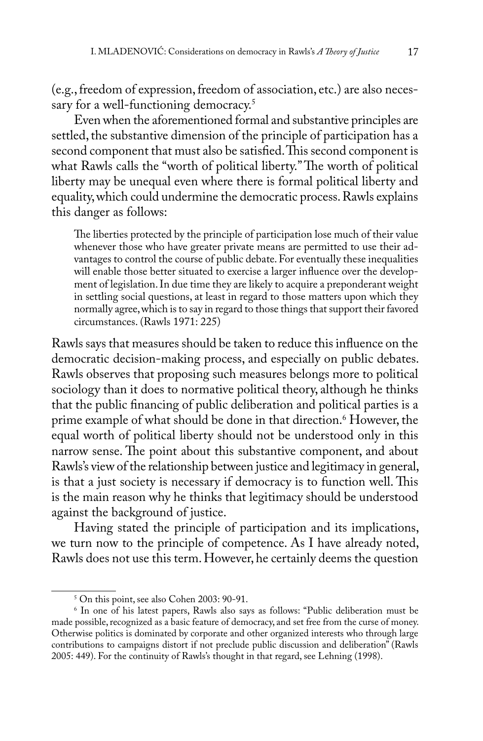(e.g., freedom of expression, freedom of association, etc.) are also necessary for a well-functioning democracy.[5]

Even when the aforementioned formal and substantive principles are settled, the substantive dimension of the principle of participation has a second component that must also be satisfied. This second component is what Rawls calls the "worth of political liberty." The worth of political liberty may be unequal even where there is formal political liberty and equality, which could undermine the democratic process. Rawls explains this danger as follows:

> The liberties protected by the principle of participation lose much of their value whenever those who have greater private means are permitted to use their advantages to control the course of public debate. For eventually these inequalities will enable those better situated to exercise a larger influence over the development of legislation. In due time they are likely to acquire a preponderant weight in settling social questions, at least in regard to those matters upon which they normally agree, which is to say in regard to those things that support their favored circumstances. (Rawls 1971: 225)

Rawls says that measures should be taken to reduce this influence on the democratic decision-making process, and especially on public debates. Rawls observes that proposing such measures belongs more to political sociology than it does to normative political theory, although he thinks that the public financing of public deliberation and political parties is a prime example of what should be done in that direction.[6] However, the equal worth of political liberty should not be understood only in this narrow sense. The point about this substantive component, and about Rawls's view of the relationship between justice and legitimacy in general, is that a just society is necessary if democracy is to function well. This is the main reason why he thinks that legitimacy should be understood against the background of justice.

Having stated the principle of participation and its implications, we turn now to the principle of competence. As I have already noted, Rawls does not use this term. However, he certainly deems the question

---

[5] On this point, see also Cohen 2003: 90-91.

[6] In one of his latest papers, Rawls also says as follows: "Public deliberation must be made possible, recognized as a basic feature of democracy, and set free from the curse of money. Otherwise politics is dominated by corporate and other organized interests who through large contributions to campaigns distort if not preclude public discussion and deliberation" (Rawls 2005: 449). For the continuity of Rawls's thought in that regard, see Lehning (1998).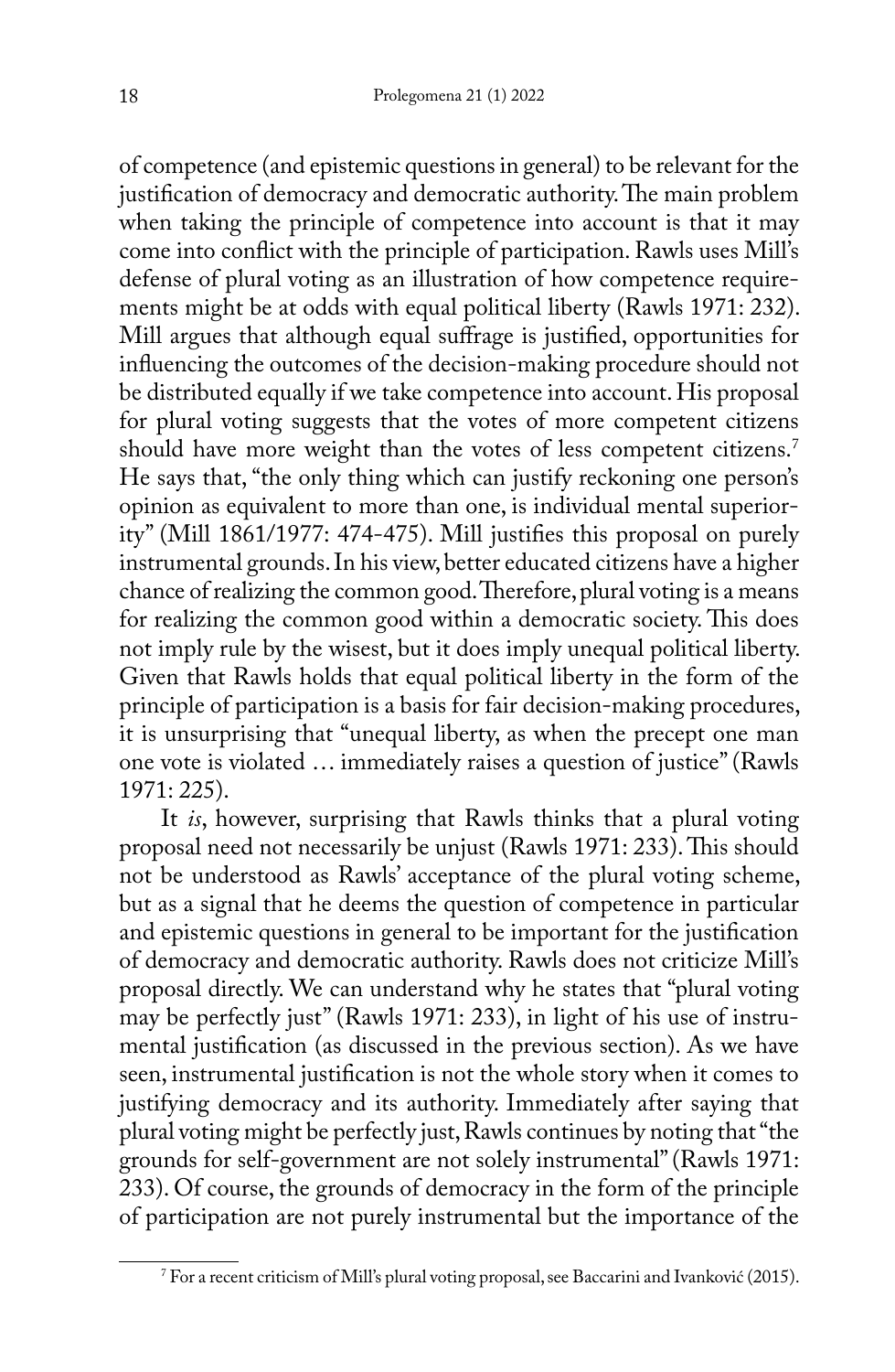of competence (and epistemic questions in general) to be relevant for the justification of democracy and democratic authority. The main problem when taking the principle of competence into account is that it may come into conflict with the principle of participation. Rawls uses Mill's defense of plural voting as an illustration of how competence requirements might be at odds with equal political liberty (Rawls 1971: 232). Mill argues that although equal suffrage is justified, opportunities for influencing the outcomes of the decision-making procedure should not be distributed equally if we take competence into account. His proposal for plural voting suggests that the votes of more competent citizens should have more weight than the votes of less competent citizens.[7] He says that, "the only thing which can justify reckoning one person's opinion as equivalent to more than one, is individual mental superiority" (Mill 1861/1977: 474-475). Mill justifies this proposal on purely instrumental grounds. In his view, better educated citizens have a higher chance of realizing the common good. Therefore, plural voting is a means for realizing the common good within a democratic society. This does not imply rule by the wisest, but it does imply unequal political liberty. Given that Rawls holds that equal political liberty in the form of the principle of participation is a basis for fair decision-making procedures, it is unsurprising that "unequal liberty, as when the precept one man one vote is violated … immediately raises a question of justice" (Rawls 1971: 225).

It *is*, however, surprising that Rawls thinks that a plural voting proposal need not necessarily be unjust (Rawls 1971: 233). This should not be understood as Rawls' acceptance of the plural voting scheme, but as a signal that he deems the question of competence in particular and epistemic questions in general to be important for the justification of democracy and democratic authority. Rawls does not criticize Mill's proposal directly. We can understand why he states that "plural voting may be perfectly just" (Rawls 1971: 233), in light of his use of instrumental justification (as discussed in the previous section). As we have seen, instrumental justification is not the whole story when it comes to justifying democracy and its authority. Immediately after saying that plural voting might be perfectly just, Rawls continues by noting that "the grounds for self-government are not solely instrumental" (Rawls 1971: 233). Of course, the grounds of democracy in the form of the principle of participation are not purely instrumental but the importance of the

[7] For a recent criticism of Mill's plural voting proposal, see Baccarini and Ivanković (2015).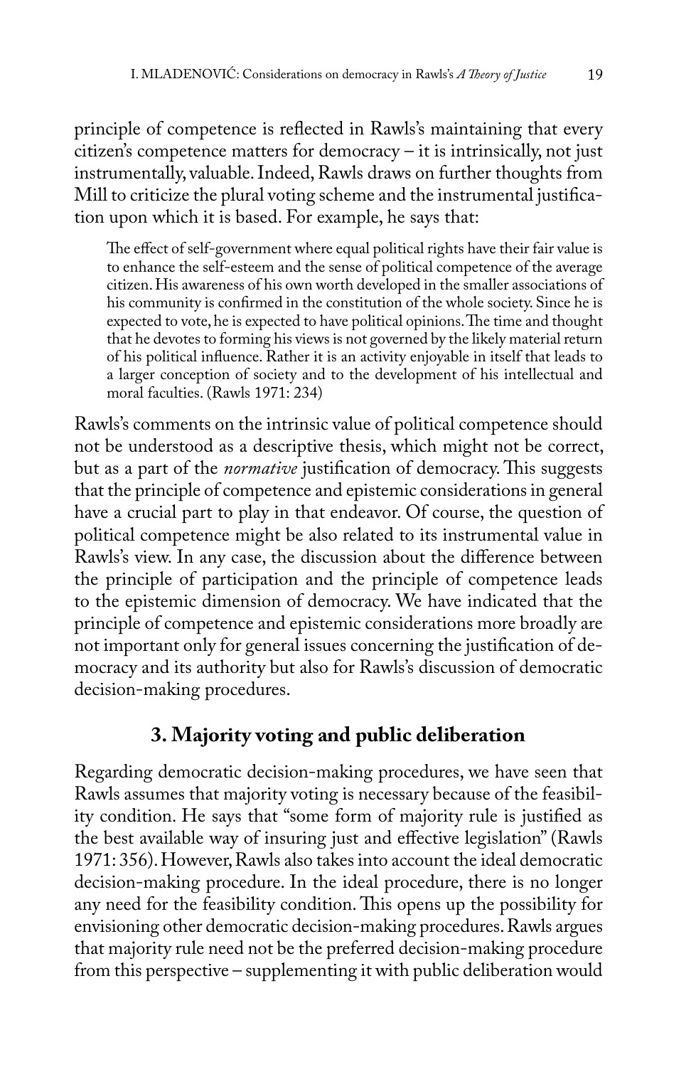principle of competence is reflected in Rawls's maintaining that every citizen's competence matters for democracy – it is intrinsically, not just instrumentally, valuable. Indeed, Rawls draws on further thoughts from Mill to criticize the plural voting scheme and the instrumental justification upon which it is based. For example, he says that:

> The effect of self-government where equal political rights have their fair value is to enhance the self-esteem and the sense of political competence of the average citizen. His awareness of his own worth developed in the smaller associations of his community is confirmed in the constitution of the whole society. Since he is expected to vote, he is expected to have political opinions. The time and thought that he devotes to forming his views is not governed by the likely material return of his political influence. Rather it is an activity enjoyable in itself that leads to a larger conception of society and to the development of his intellectual and moral faculties. (Rawls 1971: 234)

Rawls's comments on the intrinsic value of political competence should not be understood as a descriptive thesis, which might not be correct, but as a part of the *normative* justification of democracy. This suggests that the principle of competence and epistemic considerations in general have a crucial part to play in that endeavor. Of course, the question of political competence might be also related to its instrumental value in Rawls's view. In any case, the discussion about the difference between the principle of participation and the principle of competence leads to the epistemic dimension of democracy. We have indicated that the principle of competence and epistemic considerations more broadly are not important only for general issues concerning the justification of democracy and its authority but also for Rawls's discussion of democratic decision-making procedures.

## 3. Majority voting and public deliberation

Regarding democratic decision-making procedures, we have seen that Rawls assumes that majority voting is necessary because of the feasibility condition. He says that "some form of majority rule is justified as the best available way of insuring just and effective legislation" (Rawls 1971: 356). However, Rawls also takes into account the ideal democratic decision-making procedure. In the ideal procedure, there is no longer any need for the feasibility condition. This opens up the possibility for envisioning other democratic decision-making procedures. Rawls argues that majority rule need not be the preferred decision-making procedure from this perspective – supplementing it with public deliberation would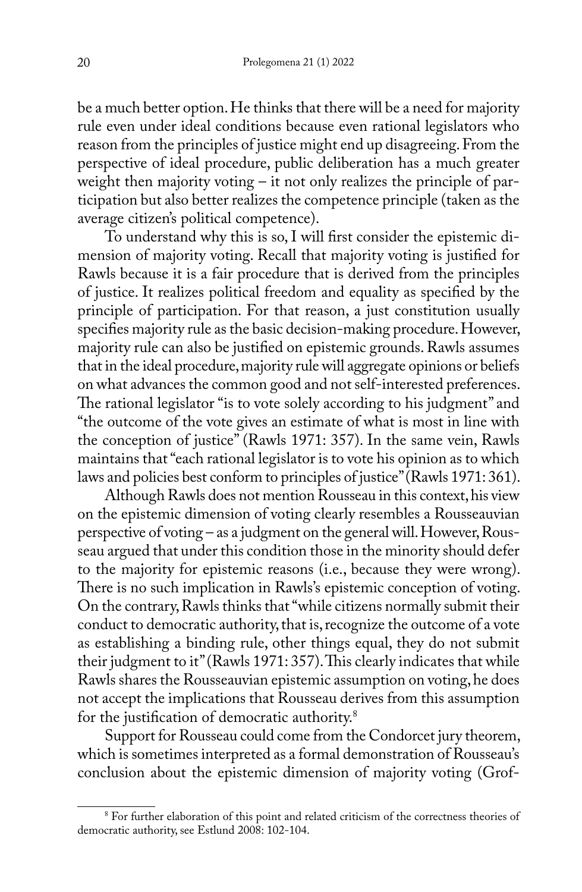be a much better option. He thinks that there will be a need for majority rule even under ideal conditions because even rational legislators who reason from the principles of justice might end up disagreeing. From the perspective of ideal procedure, public deliberation has a much greater weight then majority voting – it not only realizes the principle of participation but also better realizes the competence principle (taken as the average citizen's political competence).

To understand why this is so, I will first consider the epistemic dimension of majority voting. Recall that majority voting is justified for Rawls because it is a fair procedure that is derived from the principles of justice. It realizes political freedom and equality as specified by the principle of participation. For that reason, a just constitution usually specifies majority rule as the basic decision-making procedure. However, majority rule can also be justified on epistemic grounds. Rawls assumes that in the ideal procedure, majority rule will aggregate opinions or beliefs on what advances the common good and not self-interested preferences. The rational legislator "is to vote solely according to his judgment" and "the outcome of the vote gives an estimate of what is most in line with the conception of justice" (Rawls 1971: 357). In the same vein, Rawls maintains that "each rational legislator is to vote his opinion as to which laws and policies best conform to principles of justice" (Rawls 1971: 361).

Although Rawls does not mention Rousseau in this context, his view on the epistemic dimension of voting clearly resembles a Rousseauvian perspective of voting – as a judgment on the general will. However, Rousseau argued that under this condition those in the minority should defer to the majority for epistemic reasons (i.e., because they were wrong). There is no such implication in Rawls's epistemic conception of voting. On the contrary, Rawls thinks that "while citizens normally submit their conduct to democratic authority, that is, recognize the outcome of a vote as establishing a binding rule, other things equal, they do not submit their judgment to it" (Rawls 1971: 357). This clearly indicates that while Rawls shares the Rousseauvian epistemic assumption on voting, he does not accept the implications that Rousseau derives from this assumption for the justification of democratic authority.[8]

Support for Rousseau could come from the Condorcet jury theorem, which is sometimes interpreted as a formal demonstration of Rousseau's conclusion about the epistemic dimension of majority voting (Grof-

[8] For further elaboration of this point and related criticism of the correctness theories of democratic authority, see Estlund 2008: 102-104.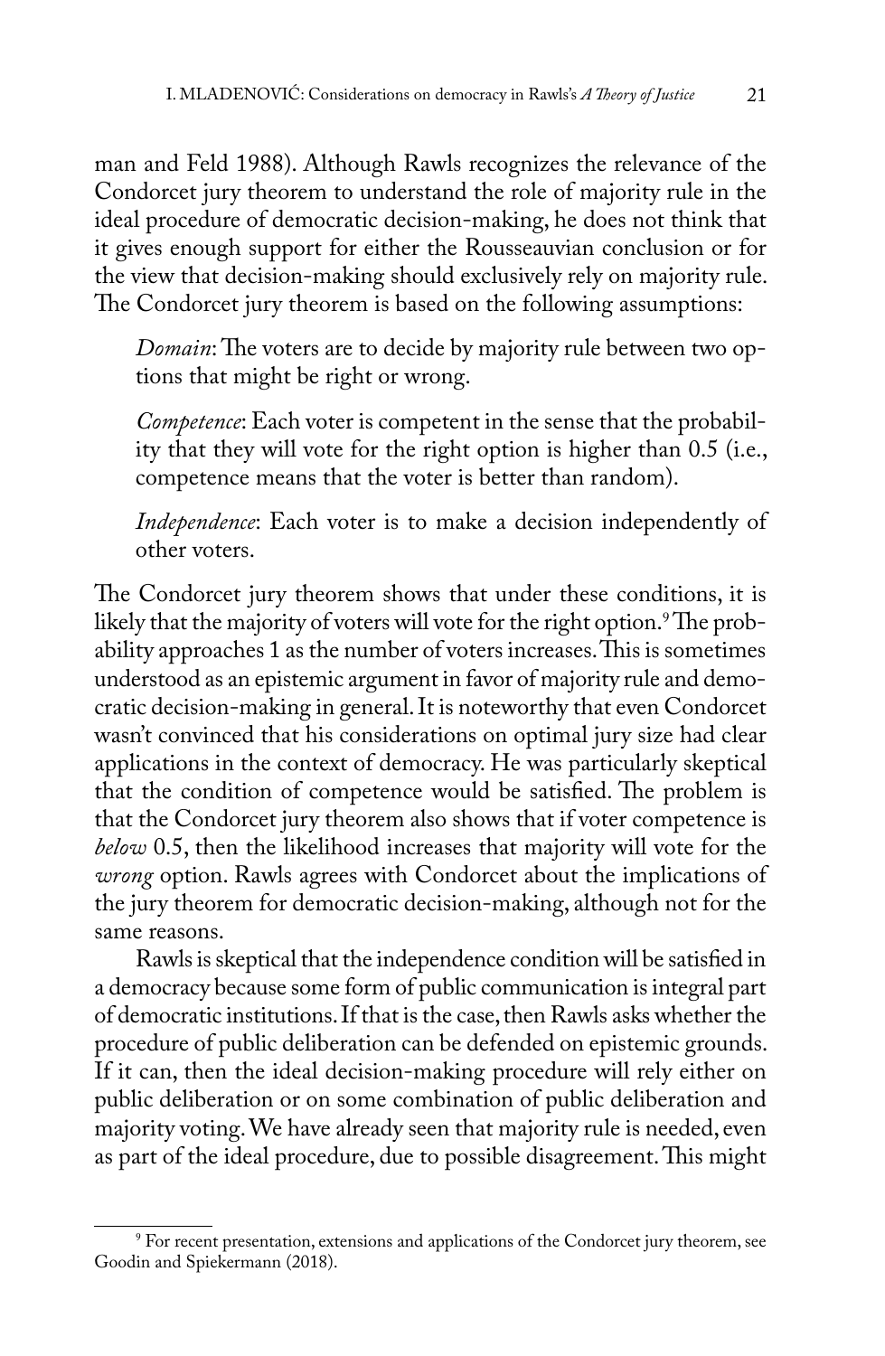man and Feld 1988). Although Rawls recognizes the relevance of the Condorcet jury theorem to understand the role of majority rule in the ideal procedure of democratic decision-making, he does not think that it gives enough support for either the Rousseauvian conclusion or for the view that decision-making should exclusively rely on majority rule. The Condorcet jury theorem is based on the following assumptions:

> *Domain*: The voters are to decide by majority rule between two options that might be right or wrong.
>
> *Competence*: Each voter is competent in the sense that the probability that they will vote for the right option is higher than 0.5 (i.e., competence means that the voter is better than random).
>
> *Independence*: Each voter is to make a decision independently of other voters.

The Condorcet jury theorem shows that under these conditions, it is likely that the majority of voters will vote for the right option.[9] The probability approaches 1 as the number of voters increases. This is sometimes understood as an epistemic argument in favor of majority rule and democratic decision-making in general. It is noteworthy that even Condorcet wasn't convinced that his considerations on optimal jury size had clear applications in the context of democracy. He was particularly skeptical that the condition of competence would be satisfied. The problem is that the Condorcet jury theorem also shows that if voter competence is *below* 0.5, then the likelihood increases that majority will vote for the *wrong* option. Rawls agrees with Condorcet about the implications of the jury theorem for democratic decision-making, although not for the same reasons.

Rawls is skeptical that the independence condition will be satisfied in a democracy because some form of public communication is integral part of democratic institutions. If that is the case, then Rawls asks whether the procedure of public deliberation can be defended on epistemic grounds. If it can, then the ideal decision-making procedure will rely either on public deliberation or on some combination of public deliberation and majority voting. We have already seen that majority rule is needed, even as part of the ideal procedure, due to possible disagreement. This might

[9] For recent presentation, extensions and applications of the Condorcet jury theorem, see Goodin and Spiekermann (2018).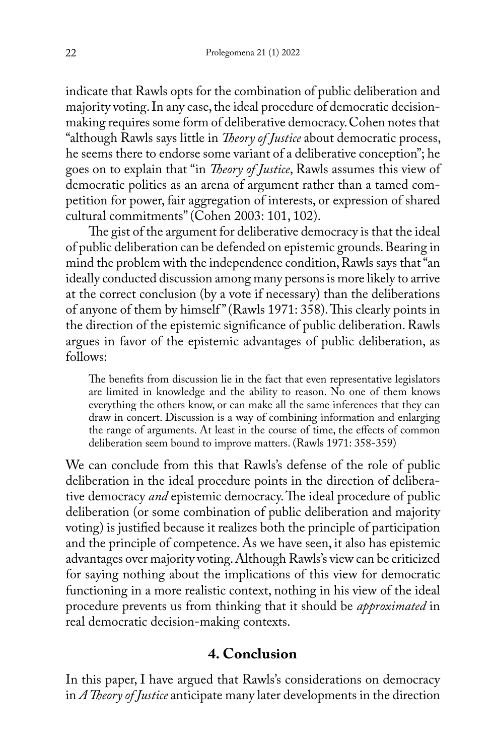indicate that Rawls opts for the combination of public deliberation and majority voting. In any case, the ideal procedure of democratic decision-making requires some form of deliberative democracy. Cohen notes that "although Rawls says little in *Theory of Justice* about democratic process, he seems there to endorse some variant of a deliberative conception"; he goes on to explain that "in *Theory of Justice*, Rawls assumes this view of democratic politics as an arena of argument rather than a tamed competition for power, fair aggregation of interests, or expression of shared cultural commitments" (Cohen 2003: 101, 102).

The gist of the argument for deliberative democracy is that the ideal of public deliberation can be defended on epistemic grounds. Bearing in mind the problem with the independence condition, Rawls says that "an ideally conducted discussion among many persons is more likely to arrive at the correct conclusion (by a vote if necessary) than the deliberations of anyone of them by himself" (Rawls 1971: 358). This clearly points in the direction of the epistemic significance of public deliberation. Rawls argues in favor of the epistemic advantages of public deliberation, as follows:

> The benefits from discussion lie in the fact that even representative legislators are limited in knowledge and the ability to reason. No one of them knows everything the others know, or can make all the same inferences that they can draw in concert. Discussion is a way of combining information and enlarging the range of arguments. At least in the course of time, the effects of common deliberation seem bound to improve matters. (Rawls 1971: 358-359)

We can conclude from this that Rawls's defense of the role of public deliberation in the ideal procedure points in the direction of deliberative democracy *and* epistemic democracy. The ideal procedure of public deliberation (or some combination of public deliberation and majority voting) is justified because it realizes both the principle of participation and the principle of competence. As we have seen, it also has epistemic advantages over majority voting. Although Rawls's view can be criticized for saying nothing about the implications of this view for democratic functioning in a more realistic context, nothing in his view of the ideal procedure prevents us from thinking that it should be *approximated* in real democratic decision-making contexts.

## 4. Conclusion

In this paper, I have argued that Rawls's considerations on democracy in *A Theory of Justice* anticipate many later developments in the direction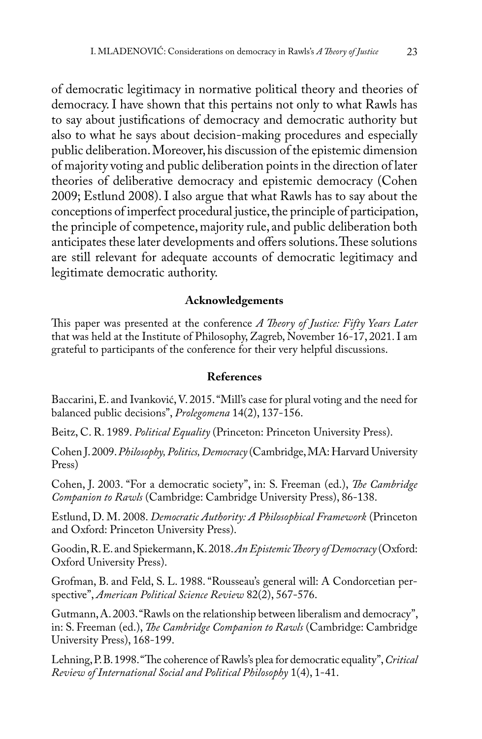of democratic legitimacy in normative political theory and theories of democracy. I have shown that this pertains not only to what Rawls has to say about justifications of democracy and democratic authority but also to what he says about decision-making procedures and especially public deliberation. Moreover, his discussion of the epistemic dimension of majority voting and public deliberation points in the direction of later theories of deliberative democracy and epistemic democracy (Cohen 2009; Estlund 2008). I also argue that what Rawls has to say about the conceptions of imperfect procedural justice, the principle of participation, the principle of competence, majority rule, and public deliberation both anticipates these later developments and offers solutions. These solutions are still relevant for adequate accounts of democratic legitimacy and legitimate democratic authority.

## Acknowledgements

This paper was presented at the conference *A Theory of Justice: Fifty Years Later* that was held at the Institute of Philosophy, Zagreb, November 16-17, 2021. I am grateful to participants of the conference for their very helpful discussions.

## References

Baccarini, E. and Ivanković, V. 2015. "Mill's case for plural voting and the need for balanced public decisions", *Prolegomena* 14(2), 137-156.

Beitz, C. R. 1989. *Political Equality* (Princeton: Princeton University Press).

Cohen J. 2009. *Philosophy, Politics, Democracy* (Cambridge, MA: Harvard University Press)

Cohen, J. 2003. "For a democratic society", in: S. Freeman (ed.), *The Cambridge Companion to Rawls* (Cambridge: Cambridge University Press), 86-138.

Estlund, D. M. 2008. *Democratic Authority: A Philosophical Framework* (Princeton and Oxford: Princeton University Press).

Goodin, R. E. and Spiekermann, K. 2018. *An Epistemic Theory of Democracy* (Oxford: Oxford University Press).

Grofman, B. and Feld, S. L. 1988. "Rousseau's general will: A Condorcetian perspective", *American Political Science Review* 82(2), 567-576.

Gutmann, A. 2003. "Rawls on the relationship between liberalism and democracy", in: S. Freeman (ed.), *The Cambridge Companion to Rawls* (Cambridge: Cambridge University Press), 168-199.

Lehning, P. B. 1998. "The coherence of Rawls's plea for democratic equality", *Critical Review of International Social and Political Philosophy* 1(4), 1-41.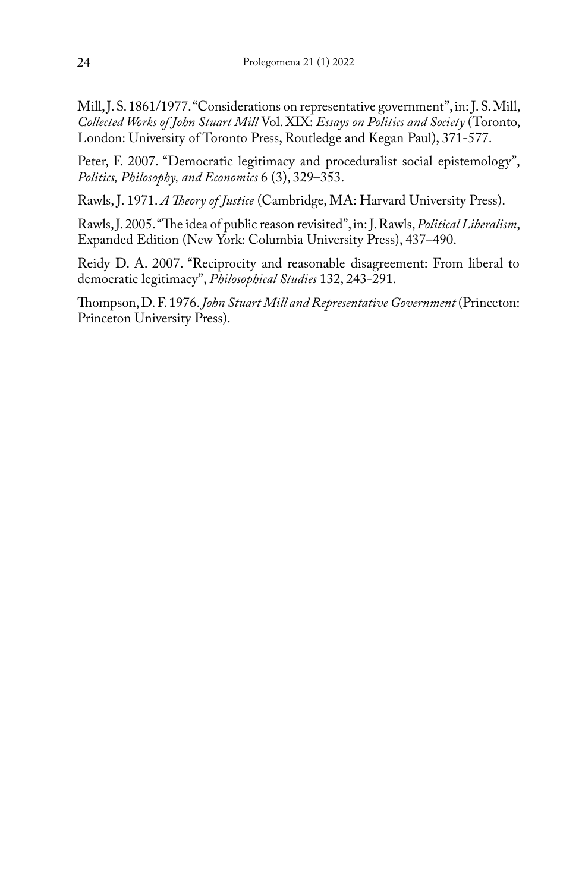Mill, J. S. 1861/1977. "Considerations on representative government", in: J. S. Mill, *Collected Works of John Stuart Mill* Vol. XIX: *Essays on Politics and Society* (Toronto, London: University of Toronto Press, Routledge and Kegan Paul), 371-577.

Peter, F. 2007. "Democratic legitimacy and proceduralist social epistemology", *Politics, Philosophy, and Economics* 6 (3), 329–353.

Rawls, J. 1971. *A Theory of Justice* (Cambridge, MA: Harvard University Press).

Rawls, J. 2005. "The idea of public reason revisited", in: J. Rawls, *Political Liberalism*, Expanded Edition (New York: Columbia University Press), 437–490.

Reidy D. A. 2007. "Reciprocity and reasonable disagreement: From liberal to democratic legitimacy", *Philosophical Studies* 132, 243-291.

Thompson, D. F. 1976. *John Stuart Mill and Representative Government* (Princeton: Princeton University Press).